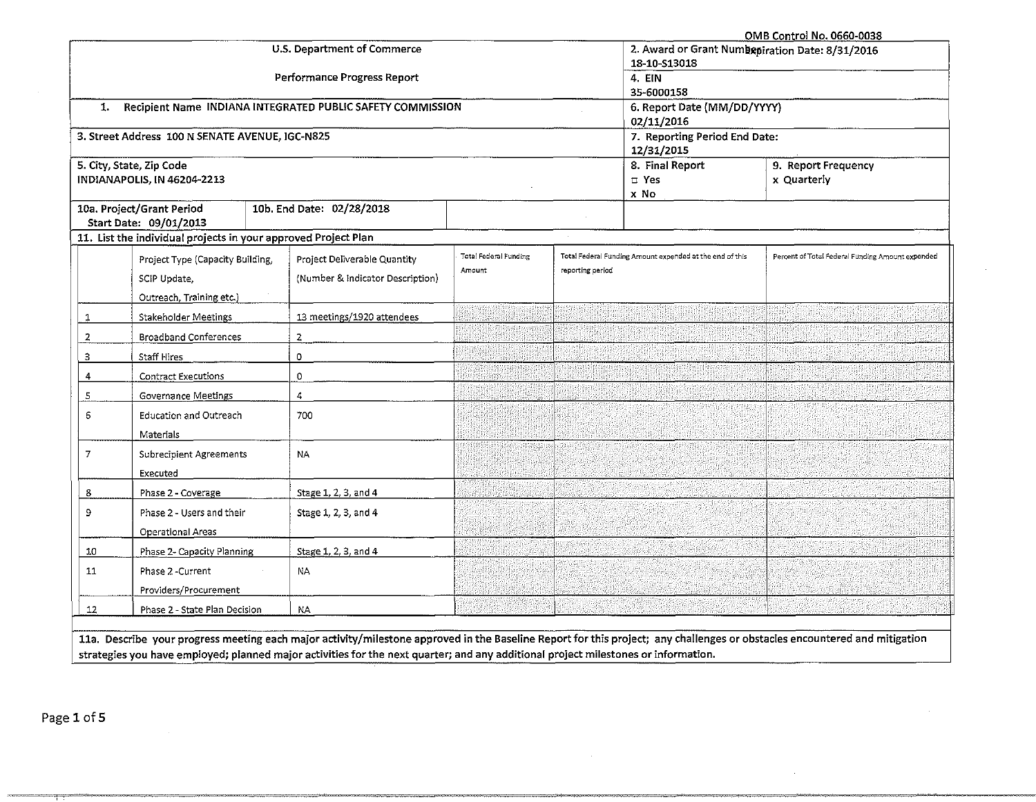OMB Control No. 0660-0038
Expiration Date: 8/31/2016

| U.S. Department of Commerce<br>Performance Progress Report | | 2. Award or Grant Number<br>18-10-S13018 | |
|---|---|---|---|
| | | 4. EIN<br>35-6000158 | |
| 1. Recipient Name INDIANA INTEGRATED PUBLIC SAFETY COMMISSION | | 6. Report Date (MM/DD/YYYY)<br>02/11/2016 | |
| 3. Street Address 100 N SENATE AVENUE, IGC-N825 | | 7. Reporting Period End Date:<br>12/31/2015 | |
| 5. City, State, Zip Code<br>INDIANAPOLIS, IN 46204-2213 | | 8. Final Report<br>□ Yes<br>x No | 9. Report Frequency<br>x Quarterly |
| 10a. Project/Grant Period<br>Start Date: 09/01/2013 | 10b. End Date: 02/28/2018 | | |

11. List the individual projects in your approved Project Plan

| | Project Type (Capacity Building, SCIP Update, Outreach, Training etc.) | Project Deliverable Quantity (Number & Indicator Description) | Total Federal Funding Amount | Total Federal Funding Amount expended at the end of this reporting period | Percent of Total Federal Funding Amount expended |
|---|---|---|---|---|---|
| 1 | Stakeholder Meetings | 13 meetings/1920 attendees | | | |
| 2 | Broadband Conferences | 2 | | | |
| 3 | Staff Hires | 0 | | | |
| 4 | Contract Executions | 0 | | | |
| 5 | Governance Meetings | 4 | | | |
| 6 | Education and Outreach Materials | 700 | | | |
| 7 | Subrecipient Agreements Executed | NA | | | |
| 8 | Phase 2 - Coverage | Stage 1, 2, 3, and 4 | | | |
| 9 | Phase 2 - Users and their Operational Areas | Stage 1, 2, 3, and 4 | | | |
| 10 | Phase 2- Capacity Planning | Stage 1, 2, 3, and 4 | | | |
| 11 | Phase 2 -Current Providers/Procurement | NA | | | |
| 12 | Phase 2 - State Plan Decision | NA | | | |

11a. Describe your progress meeting each major activity/milestone approved in the Baseline Report for this project; any challenges or obstacles encountered and mitigation strategies you have employed; planned major activities for the next quarter; and any additional project milestones or information.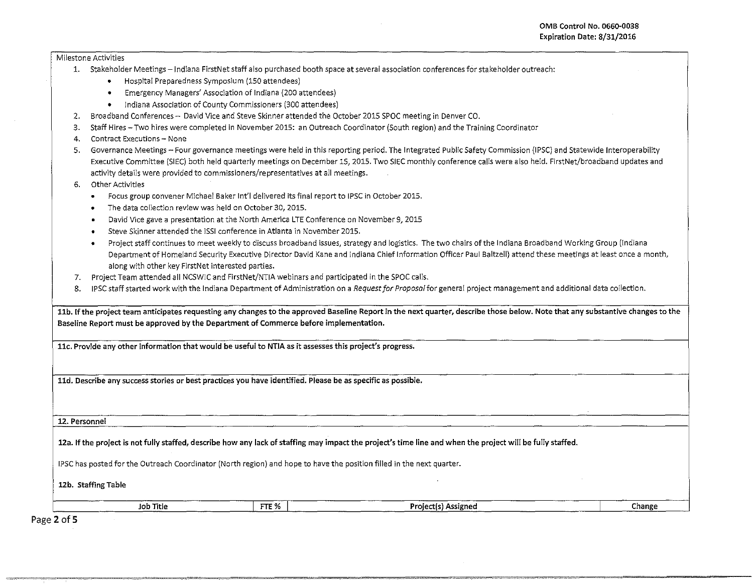Milestone Activities

1. Stakeholder Meetings – Indiana FirstNet staff also purchased booth space at several association conferences for stakeholder outreach:
   - Hospital Preparedness Symposium (150 attendees)
   - Emergency Managers' Association of Indiana (200 attendees)
   - Indiana Association of County Commissioners (300 attendees)
2. Broadband Conferences – David Vice and Steve Skinner attended the October 2015 SPOC meeting in Denver CO.
3. Staff Hires – Two hires were completed in November 2015: an Outreach Coordinator (South region) and the Training Coordinator
4. Contract Executions – None
5. Governance Meetings – Four governance meetings were held in this reporting period. The Integrated Public Safety Commission (IPSC) and Statewide Interoperability Executive Committee (SIEC) both held quarterly meetings on December 15, 2015. Two SIEC monthly conference calls were also held. FirstNet/broadband updates and activity details were provided to commissioners/representatives at all meetings.
6. Other Activities
   - Focus group convener Michael Baker Int'l delivered its final report to IPSC in October 2015.
   - The data collection review was held on October 30, 2015.
   - David Vice gave a presentation at the North America LTE Conference on November 9, 2015
   - Steve Skinner attended the ISSI conference in Atlanta in November 2015.
   - Project staff continues to meet weekly to discuss broadband issues, strategy and logistics. The two chairs of the Indiana Broadband Working Group (Indiana Department of Homeland Security Executive Director David Kane and Indiana Chief Information Officer Paul Baltzell) attend these meetings at least once a month, along with other key FirstNet interested parties.
7. Project Team attended all NCSWIC and FirstNet/NTIA webinars and participated in the SPOC calls.
8. IPSC staff started work with the Indiana Department of Administration on a *Request for Proposal* for general project management and additional data collection.

**11b. If the project team anticipates requesting any changes to the approved Baseline Report in the next quarter, describe those below. Note that any substantive changes to the Baseline Report must be approved by the Department of Commerce before implementation.**

**11c. Provide any other information that would be useful to NTIA as it assesses this project's progress.**

**11d. Describe any success stories or best practices you have identified. Please be as specific as possible.**

**12. Personnel**

**12a. If the project is not fully staffed, describe how any lack of staffing may impact the project's time line and when the project will be fully staffed.**

IPSC has posted for the Outreach Coordinator (North region) and hope to have the position filled in the next quarter.

**12b. Staffing Table**

| Job Title | FTE % | Project(s) Assigned | Change |
| --- | --- | --- | --- |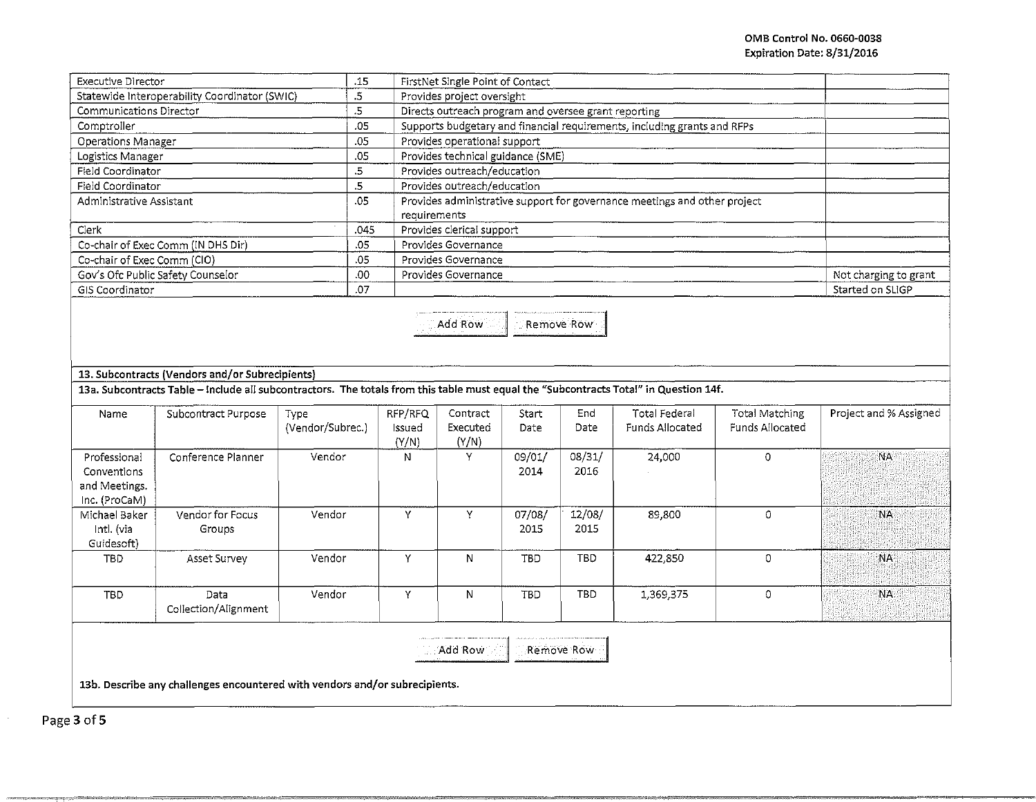| | | | |
|---|---|---|---|
| Executive Director | .15 | FirstNet Single Point of Contact | |
| Statewide Interoperability Coordinator (SWIC) | .5 | Provides project oversight | |
| Communications Director | .5 | Directs outreach program and oversee grant reporting | |
| Comptroller | .05 | Supports budgetary and financial requirements, including grants and RFPs | |
| Operations Manager | .05 | Provides operational support | |
| Logistics Manager | .05 | Provides technical guidance (SME) | |
| Field Coordinator | .5 | Provides outreach/education | |
| Field Coordinator | .5 | Provides outreach/education | |
| Administrative Assistant | .05 | Provides administrative support for governance meetings and other project requirements | |
| Clerk | .045 | Provides clerical support | |
| Co-chair of Exec Comm (IN DHS Dir) | .05 | Provides Governance | |
| Co-chair of Exec Comm (CIO) | .05 | Provides Governance | |
| Gov's Ofc Public Safety Counselor | .00 | Provides Governance | Not charging to grant |
| GIS Coordinator | .07 | | Started on SLIGP |

Add Row | Remove Row

**13. Subcontracts (Vendors and/or Subrecipients)**

**13a. Subcontracts Table – Include all subcontractors. The totals from this table must equal the "Subcontracts Total" in Question 14f.**

| Name | Subcontract Purpose | Type (Vendor/Subrec.) | RFP/RFQ Issued (Y/N) | Contract Executed (Y/N) | Start Date | End Date | Total Federal Funds Allocated | Total Matching Funds Allocated | Project and % Assigned |
|---|---|---|---|---|---|---|---|---|---|
| Professional Conventions and Meetings. Inc. (ProCaM) | Conference Planner | Vendor | N | Y | 09/01/2014 | 08/31/2016 | 24,000 | 0 | NA |
| Michael Baker Intl. (via Guidesoft) | Vendor for Focus Groups | Vendor | Y | Y | 07/08/2015 | 12/08/2015 | 89,800 | 0 | NA |
| TBD | Asset Survey | Vendor | Y | N | TBD | TBD | 422,850 | 0 | NA |
| TBD | Data Collection/Alignment | Vendor | Y | N | TBD | TBD | 1,369,375 | 0 | NA |

Add Row | Remove Row

**13b. Describe any challenges encountered with vendors and/or subrecipients.**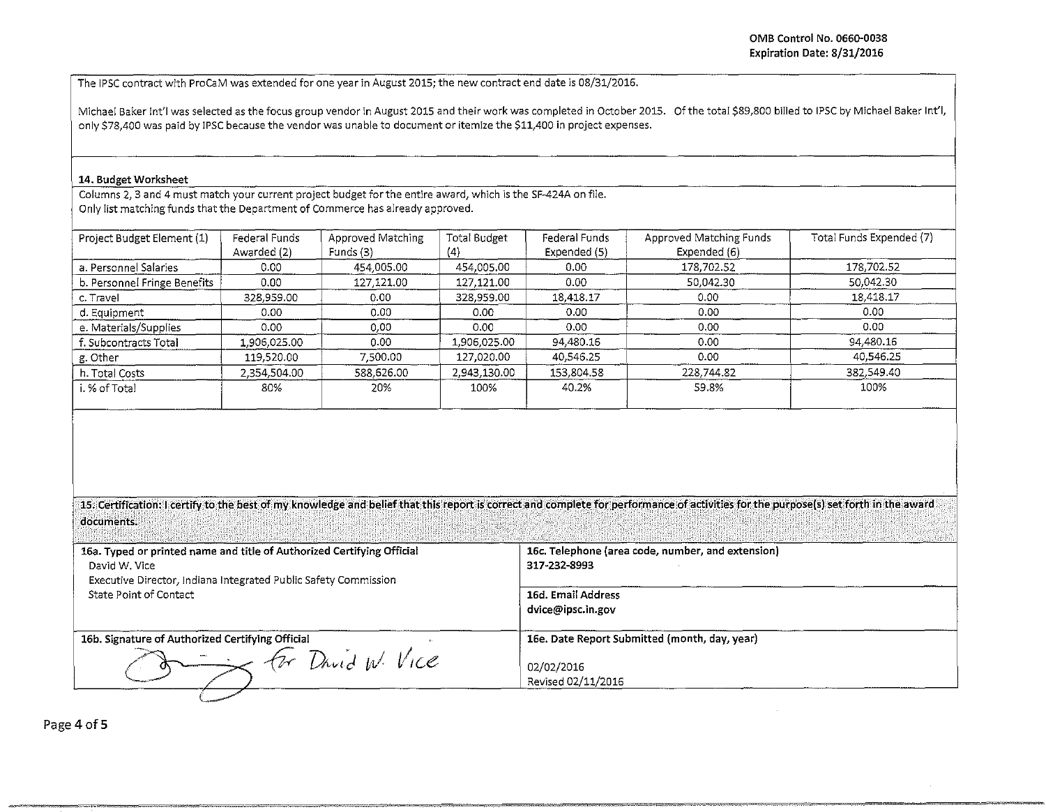The IPSC contract with ProCaM was extended for one year in August 2015; the new contract end date is 08/31/2016.

Michael Baker Int'l was selected as the focus group vendor in August 2015 and their work was completed in October 2015. Of the total $89,800 billed to IPSC by Michael Baker Int'l, only $78,400 was paid by IPSC because the vendor was unable to document or itemize the $11,400 in project expenses.

**14. Budget Worksheet**

Columns 2, 3 and 4 must match your current project budget for the entire award, which is the SF-424A on file.
Only list matching funds that the Department of Commerce has already approved.

| Project Budget Element (1) | Federal Funds Awarded (2) | Approved Matching Funds (3) | Total Budget (4) | Federal Funds Expended (5) | Approved Matching Funds Expended (6) | Total Funds Expended (7) |
|---|---|---|---|---|---|---|
| a. Personnel Salaries | 0.00 | 454,005.00 | 454,005.00 | 0.00 | 178,702.52 | 178,702.52 |
| b. Personnel Fringe Benefits | 0.00 | 127,121.00 | 127,121.00 | 0.00 | 50,042.30 | 50,042.30 |
| c. Travel | 328,959.00 | 0.00 | 328,959.00 | 18,418.17 | 0.00 | 18,418.17 |
| d. Equipment | 0.00 | 0.00 | 0.00 | 0.00 | 0.00 | 0.00 |
| e. Materials/Supplies | 0.00 | 0,00 | 0.00 | 0.00 | 0.00 | 0.00 |
| f. Subcontracts Total | 1,906,025.00 | 0.00 | 1,906,025.00 | 94,480.16 | 0.00 | 94,480.16 |
| g. Other | 119,520.00 | 7,500.00 | 127,020.00 | 40,546.25 | 0.00 | 40,546.25 |
| h. Total Costs | 2,354,504.00 | 588,626.00 | 2,943,130.00 | 153,804.58 | 228,744.82 | 382,549.40 |
| i. % of Total | 80% | 20% | 100% | 40.2% | 59.8% | 100% |

**15. Certification: I certify to the best of my knowledge and belief that this report is correct and complete for performance of activities for the purpose(s) set forth in the award documents.**

| | |
|---|---|
| **16a. Typed or printed name and title of Authorized Certifying Official**<br>David W. Vice<br>Executive Director, Indiana Integrated Public Safety Commission<br>State Point of Contact | **16c. Telephone (area code, number, and extension)**<br>317-232-8993 |
| | **16d. Email Address**<br>dvice@ipsc.in.gov |
| **16b. Signature of Authorized Certifying Official**<br>for David W. Vice | **16e. Date Report Submitted (month, day, year)**<br>02/02/2016<br>Revised 02/11/2016 |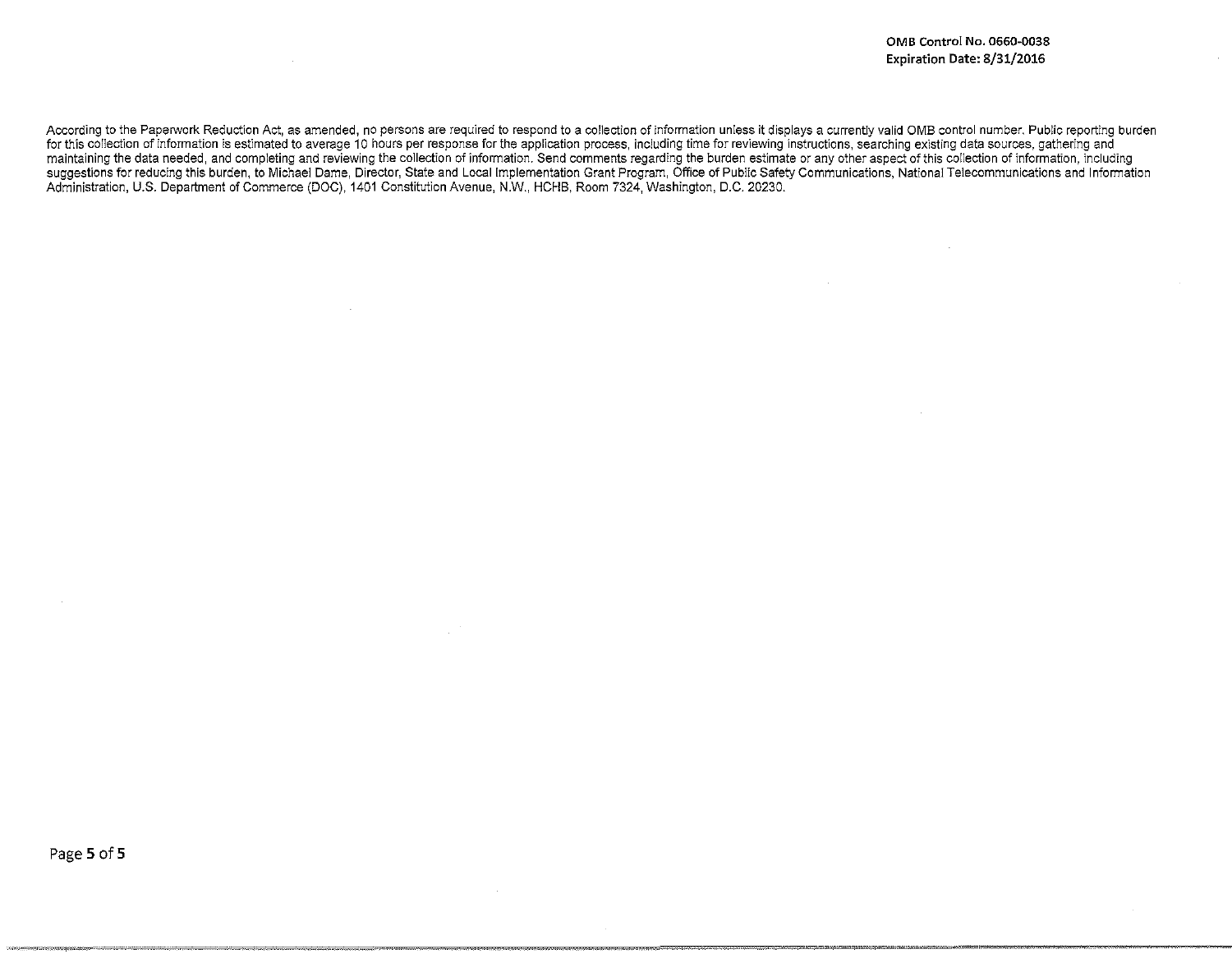OMB Control No. 0660-0038
Expiration Date: 8/31/2016

According to the Paperwork Reduction Act, as amended, no persons are required to respond to a collection of information unless it displays a currently valid OMB control number. Public reporting burden for this collection of information is estimated to average 10 hours per response for the application process, including time for reviewing instructions, searching existing data sources, gathering and maintaining the data needed, and completing and reviewing the collection of information. Send comments regarding the burden estimate or any other aspect of this collection of information, including suggestions for reducing this burden, to Michael Dame, Director, State and Local Implementation Grant Program, Office of Public Safety Communications, National Telecommunications and Information Administration, U.S. Department of Commerce (DOC), 1401 Constitution Avenue, N.W., HCHB, Room 7324, Washington, D.C. 20230.